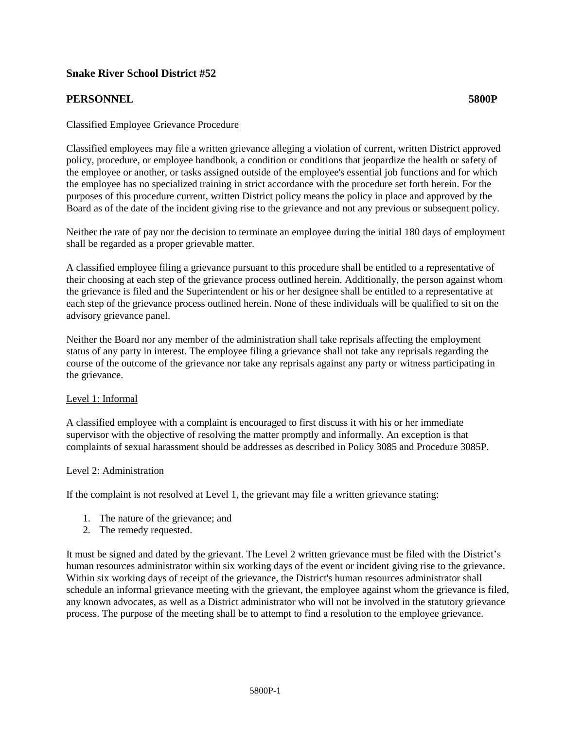**Snake River School District #52**

**PERSONNEL** **5800P**

Classified Employee Grievance Procedure

Classified employees may file a written grievance alleging a violation of current, written District approved policy, procedure, or employee handbook, a condition or conditions that jeopardize the health or safety of the employee or another, or tasks assigned outside of the employee's essential job functions and for which the employee has no specialized training in strict accordance with the procedure set forth herein. For the purposes of this procedure current, written District policy means the policy in place and approved by the Board as of the date of the incident giving rise to the grievance and not any previous or subsequent policy.

Neither the rate of pay nor the decision to terminate an employee during the initial 180 days of employment shall be regarded as a proper grievable matter.

A classified employee filing a grievance pursuant to this procedure shall be entitled to a representative of their choosing at each step of the grievance process outlined herein. Additionally, the person against whom the grievance is filed and the Superintendent or his or her designee shall be entitled to a representative at each step of the grievance process outlined herein. None of these individuals will be qualified to sit on the advisory grievance panel.

Neither the Board nor any member of the administration shall take reprisals affecting the employment status of any party in interest. The employee filing a grievance shall not take any reprisals regarding the course of the outcome of the grievance nor take any reprisals against any party or witness participating in the grievance.

Level 1: Informal

A classified employee with a complaint is encouraged to first discuss it with his or her immediate supervisor with the objective of resolving the matter promptly and informally. An exception is that complaints of sexual harassment should be addresses as described in Policy 3085 and Procedure 3085P.

Level 2: Administration

If the complaint is not resolved at Level 1, the grievant may file a written grievance stating:

1. The nature of the grievance; and
2. The remedy requested.

It must be signed and dated by the grievant. The Level 2 written grievance must be filed with the District's human resources administrator within six working days of the event or incident giving rise to the grievance. Within six working days of receipt of the grievance, the District's human resources administrator shall schedule an informal grievance meeting with the grievant, the employee against whom the grievance is filed, any known advocates, as well as a District administrator who will not be involved in the statutory grievance process. The purpose of the meeting shall be to attempt to find a resolution to the employee grievance.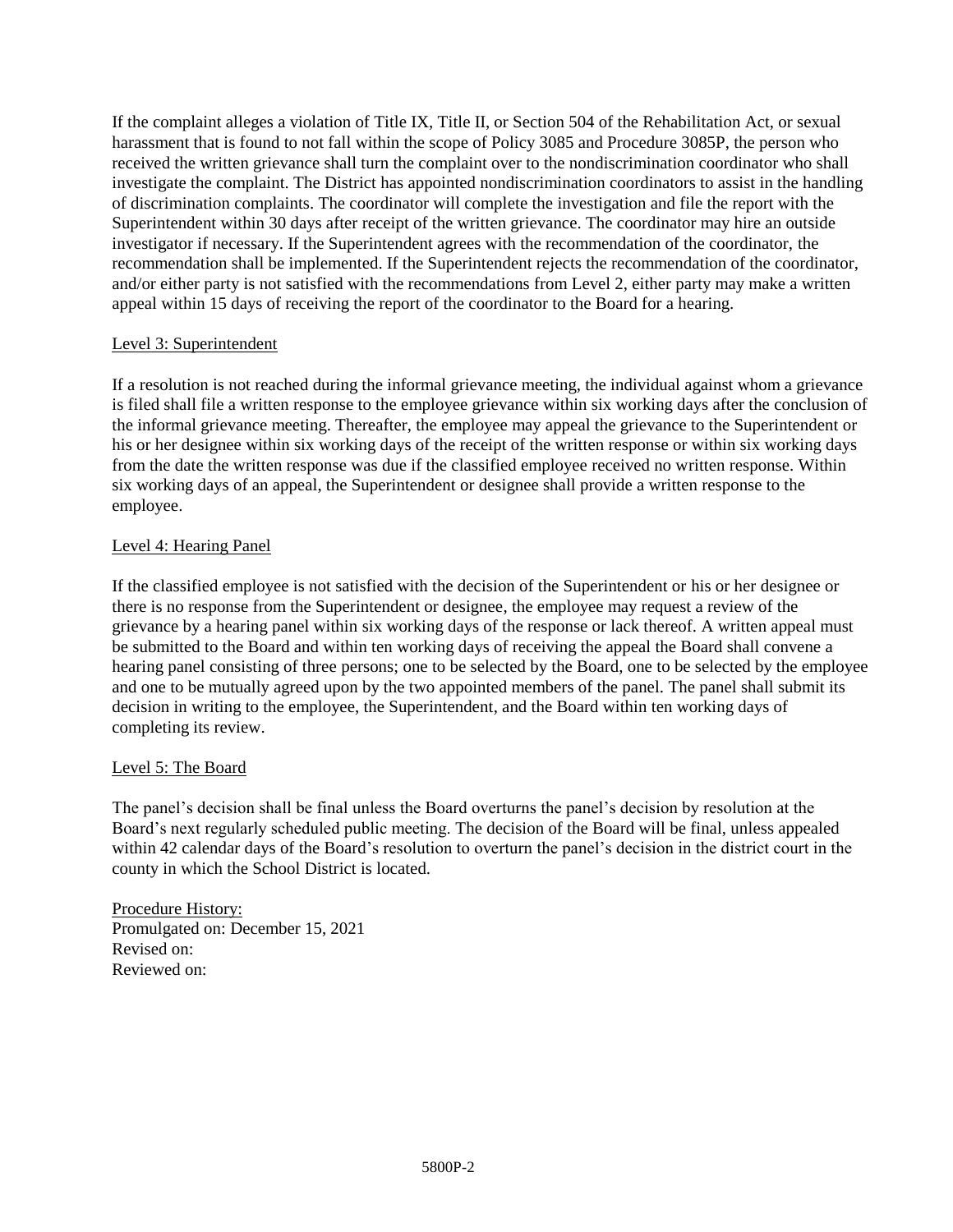If the complaint alleges a violation of Title IX, Title II, or Section 504 of the Rehabilitation Act, or sexual harassment that is found to not fall within the scope of Policy 3085 and Procedure 3085P, the person who received the written grievance shall turn the complaint over to the nondiscrimination coordinator who shall investigate the complaint. The District has appointed nondiscrimination coordinators to assist in the handling of discrimination complaints. The coordinator will complete the investigation and file the report with the Superintendent within 30 days after receipt of the written grievance. The coordinator may hire an outside investigator if necessary. If the Superintendent agrees with the recommendation of the coordinator, the recommendation shall be implemented. If the Superintendent rejects the recommendation of the coordinator, and/or either party is not satisfied with the recommendations from Level 2, either party may make a written appeal within 15 days of receiving the report of the coordinator to the Board for a hearing.

Level 3: Superintendent

If a resolution is not reached during the informal grievance meeting, the individual against whom a grievance is filed shall file a written response to the employee grievance within six working days after the conclusion of the informal grievance meeting. Thereafter, the employee may appeal the grievance to the Superintendent or his or her designee within six working days of the receipt of the written response or within six working days from the date the written response was due if the classified employee received no written response. Within six working days of an appeal, the Superintendent or designee shall provide a written response to the employee.

Level 4: Hearing Panel

If the classified employee is not satisfied with the decision of the Superintendent or his or her designee or there is no response from the Superintendent or designee, the employee may request a review of the grievance by a hearing panel within six working days of the response or lack thereof. A written appeal must be submitted to the Board and within ten working days of receiving the appeal the Board shall convene a hearing panel consisting of three persons; one to be selected by the Board, one to be selected by the employee and one to be mutually agreed upon by the two appointed members of the panel. The panel shall submit its decision in writing to the employee, the Superintendent, and the Board within ten working days of completing its review.

Level 5: The Board

The panel's decision shall be final unless the Board overturns the panel's decision by resolution at the Board's next regularly scheduled public meeting. The decision of the Board will be final, unless appealed within 42 calendar days of the Board's resolution to overturn the panel's decision in the district court in the county in which the School District is located.

Procedure History:
Promulgated on: December 15, 2021
Revised on:
Reviewed on: